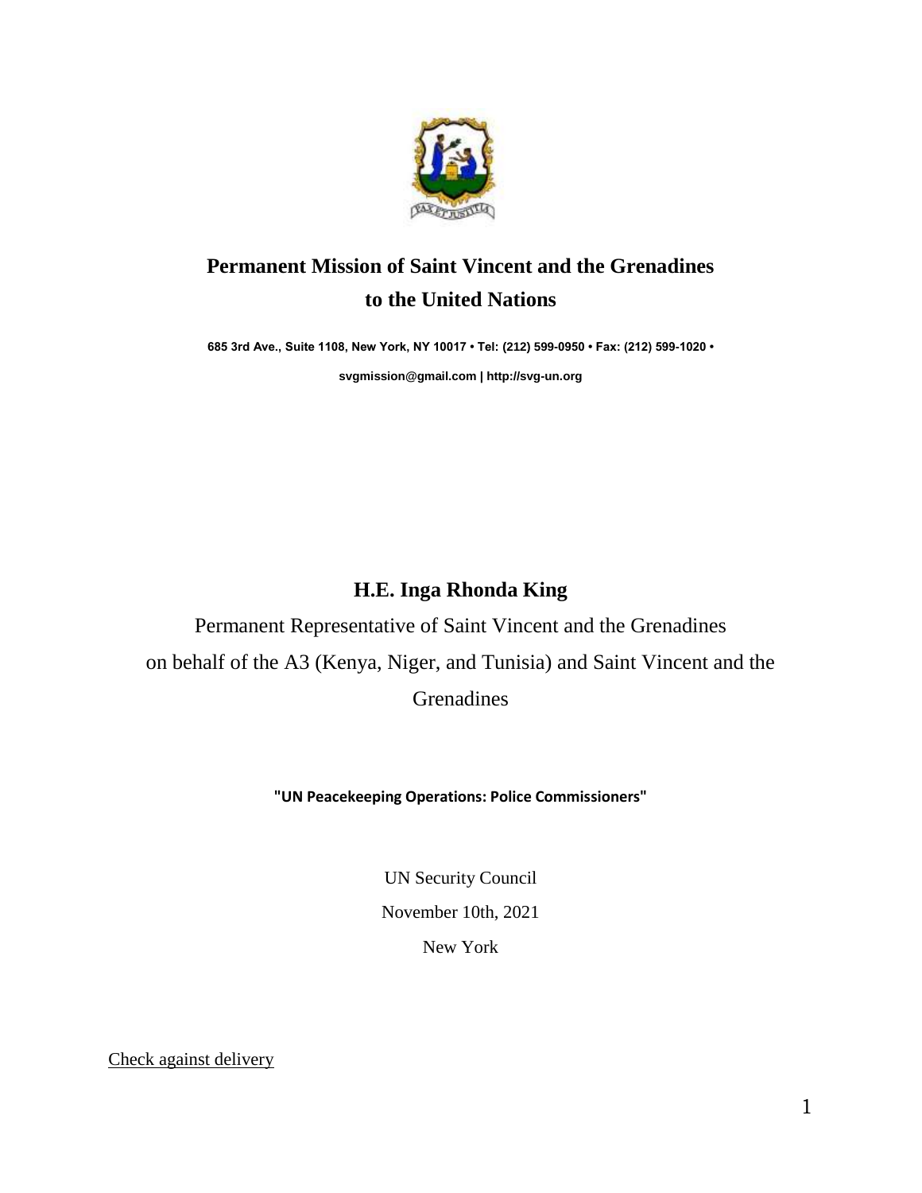# Permanent Mission of Saint Vincent and the Grenadines to the United Nations

**685 3rd Ave., Suite 1108, New York, NY 10017 • Tel: (212) 599-0950 • Fax: (212) 599-1020 •**

**svgmission@gmail.com | http://svg-un.org**

## H.E. Inga Rhonda King

Permanent Representative of Saint Vincent and the Grenadines on behalf of the A3 (Kenya, Niger, and Tunisia) and Saint Vincent and the Grenadines

**"UN Peacekeeping Operations: Police Commissioners"**

UN Security Council

November 10th, 2021

New York

Check against delivery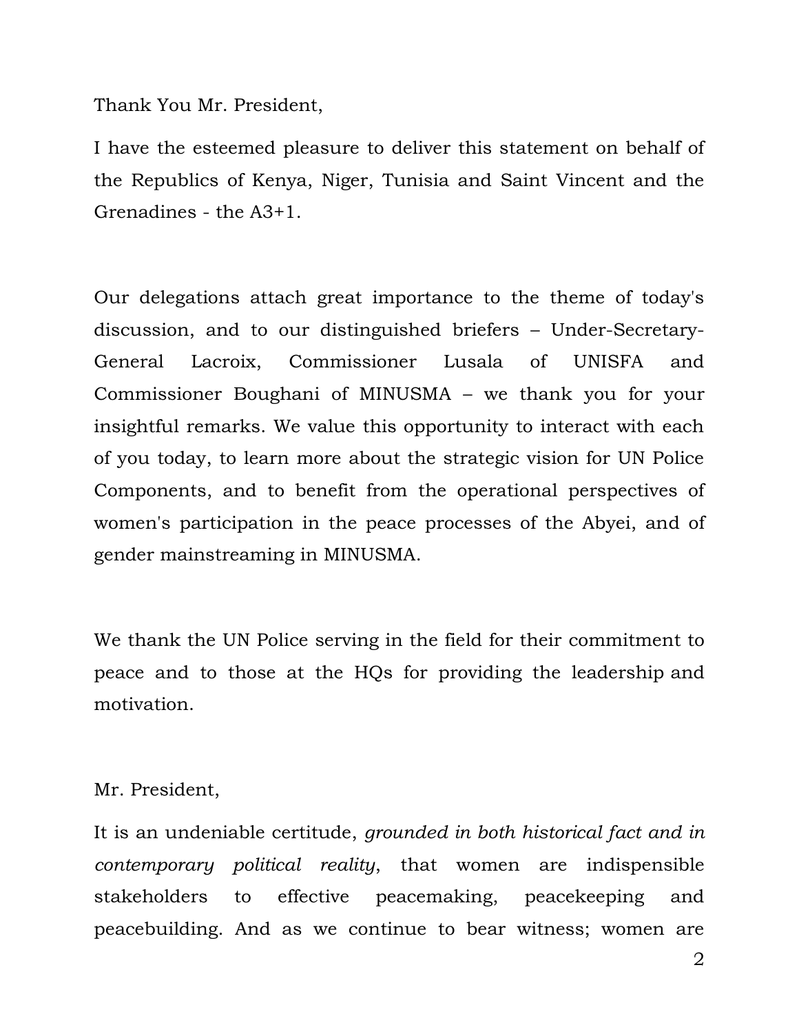Thank You Mr. President,

I have the esteemed pleasure to deliver this statement on behalf of the Republics of Kenya, Niger, Tunisia and Saint Vincent and the Grenadines - the A3+1.

Our delegations attach great importance to the theme of today's discussion, and to our distinguished briefers – Under-Secretary-General Lacroix, Commissioner Lusala of UNISFA and Commissioner Boughani of MINUSMA – we thank you for your insightful remarks. We value this opportunity to interact with each of you today, to learn more about the strategic vision for UN Police Components, and to benefit from the operational perspectives of women's participation in the peace processes of the Abyei, and of gender mainstreaming in MINUSMA.

We thank the UN Police serving in the field for their commitment to peace and to those at the HQs for providing the leadership and motivation.

Mr. President,

It is an undeniable certitude, *grounded in both historical fact and in contemporary political reality*, that women are indispensible stakeholders to effective peacemaking, peacekeeping and peacebuilding. And as we continue to bear witness; women are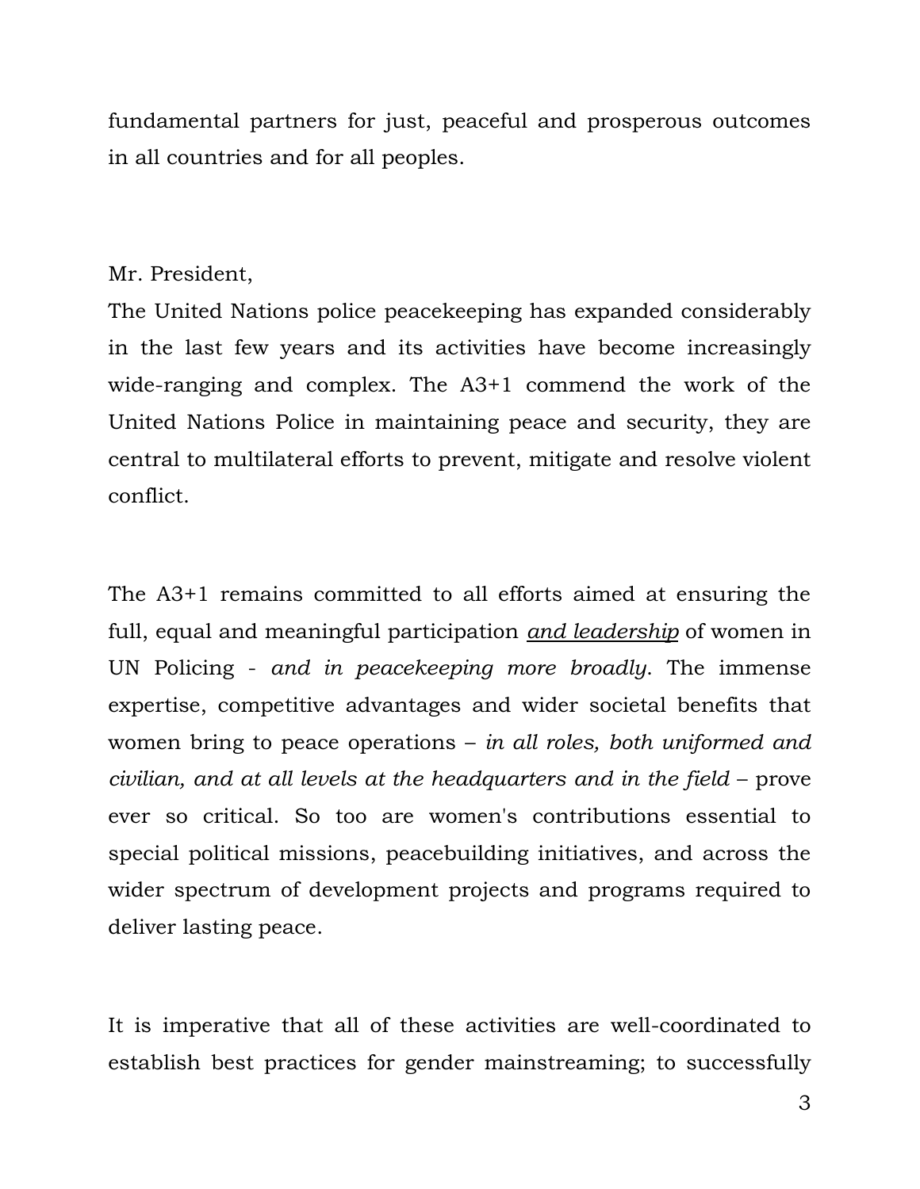fundamental partners for just, peaceful and prosperous outcomes in all countries and for all peoples.

Mr. President,
The United Nations police peacekeeping has expanded considerably in the last few years and its activities have become increasingly wide-ranging and complex. The A3+1 commend the work of the United Nations Police in maintaining peace and security, they are central to multilateral efforts to prevent, mitigate and resolve violent conflict.

The A3+1 remains committed to all efforts aimed at ensuring the full, equal and meaningful participation <u>*and leadership*</u> of women in UN Policing - *and in peacekeeping more broadly*. The immense expertise, competitive advantages and wider societal benefits that women bring to peace operations – *in all roles, both uniformed and civilian, and at all levels at the headquarters and in the field* – prove ever so critical. So too are women's contributions essential to special political missions, peacebuilding initiatives, and across the wider spectrum of development projects and programs required to deliver lasting peace.

It is imperative that all of these activities are well-coordinated to establish best practices for gender mainstreaming; to successfully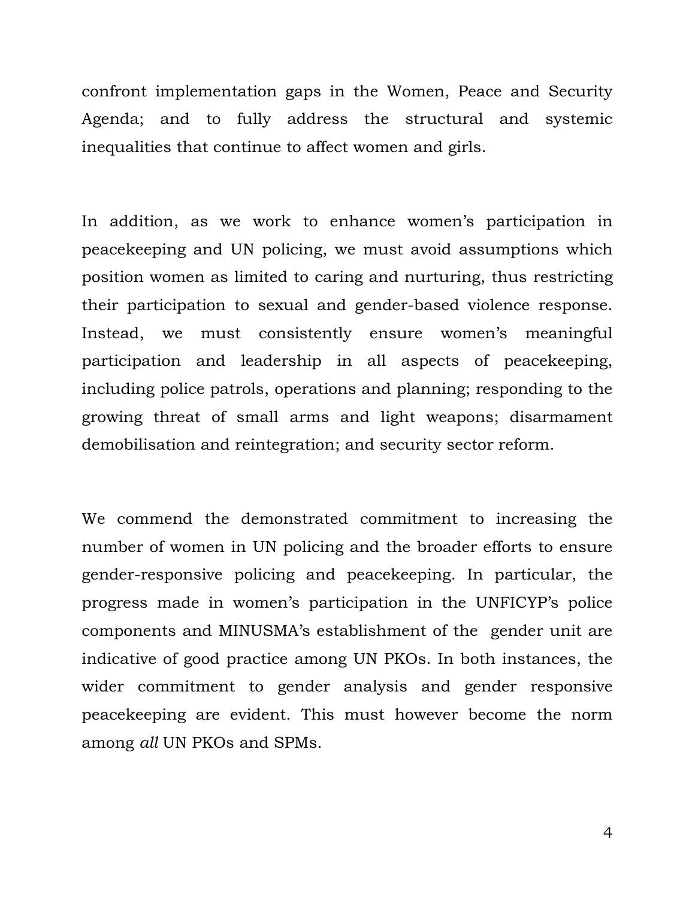confront implementation gaps in the Women, Peace and Security Agenda; and to fully address the structural and systemic inequalities that continue to affect women and girls.

In addition, as we work to enhance women's participation in peacekeeping and UN policing, we must avoid assumptions which position women as limited to caring and nurturing, thus restricting their participation to sexual and gender-based violence response. Instead, we must consistently ensure women's meaningful participation and leadership in all aspects of peacekeeping, including police patrols, operations and planning; responding to the growing threat of small arms and light weapons; disarmament demobilisation and reintegration; and security sector reform.

We commend the demonstrated commitment to increasing the number of women in UN policing and the broader efforts to ensure gender-responsive policing and peacekeeping. In particular, the progress made in women's participation in the UNFICYP's police components and MINUSMA's establishment of the gender unit are indicative of good practice among UN PKOs. In both instances, the wider commitment to gender analysis and gender responsive peacekeeping are evident. This must however become the norm among *all* UN PKOs and SPMs.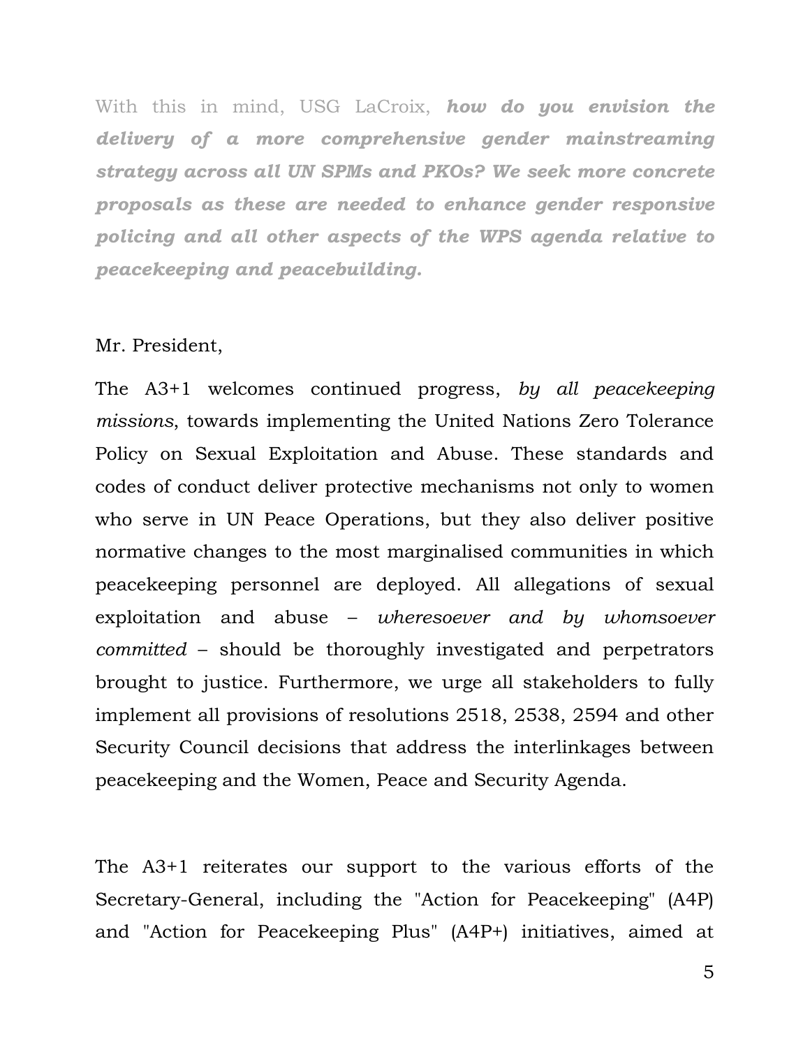With this in mind, USG LaCroix, ***how do you envision the delivery of a more comprehensive gender mainstreaming strategy across all UN SPMs and PKOs? We seek more concrete proposals as these are needed to enhance gender responsive policing and all other aspects of the WPS agenda relative to peacekeeping and peacebuilding.***

Mr. President,

The A3+1 welcomes continued progress, *by all peacekeeping missions*, towards implementing the United Nations Zero Tolerance Policy on Sexual Exploitation and Abuse. These standards and codes of conduct deliver protective mechanisms not only to women who serve in UN Peace Operations, but they also deliver positive normative changes to the most marginalised communities in which peacekeeping personnel are deployed. All allegations of sexual exploitation and abuse – *wheresoever and by whomsoever committed* – should be thoroughly investigated and perpetrators brought to justice. Furthermore, we urge all stakeholders to fully implement all provisions of resolutions 2518, 2538, 2594 and other Security Council decisions that address the interlinkages between peacekeeping and the Women, Peace and Security Agenda.

The A3+1 reiterates our support to the various efforts of the Secretary-General, including the "Action for Peacekeeping" (A4P) and "Action for Peacekeeping Plus" (A4P+) initiatives, aimed at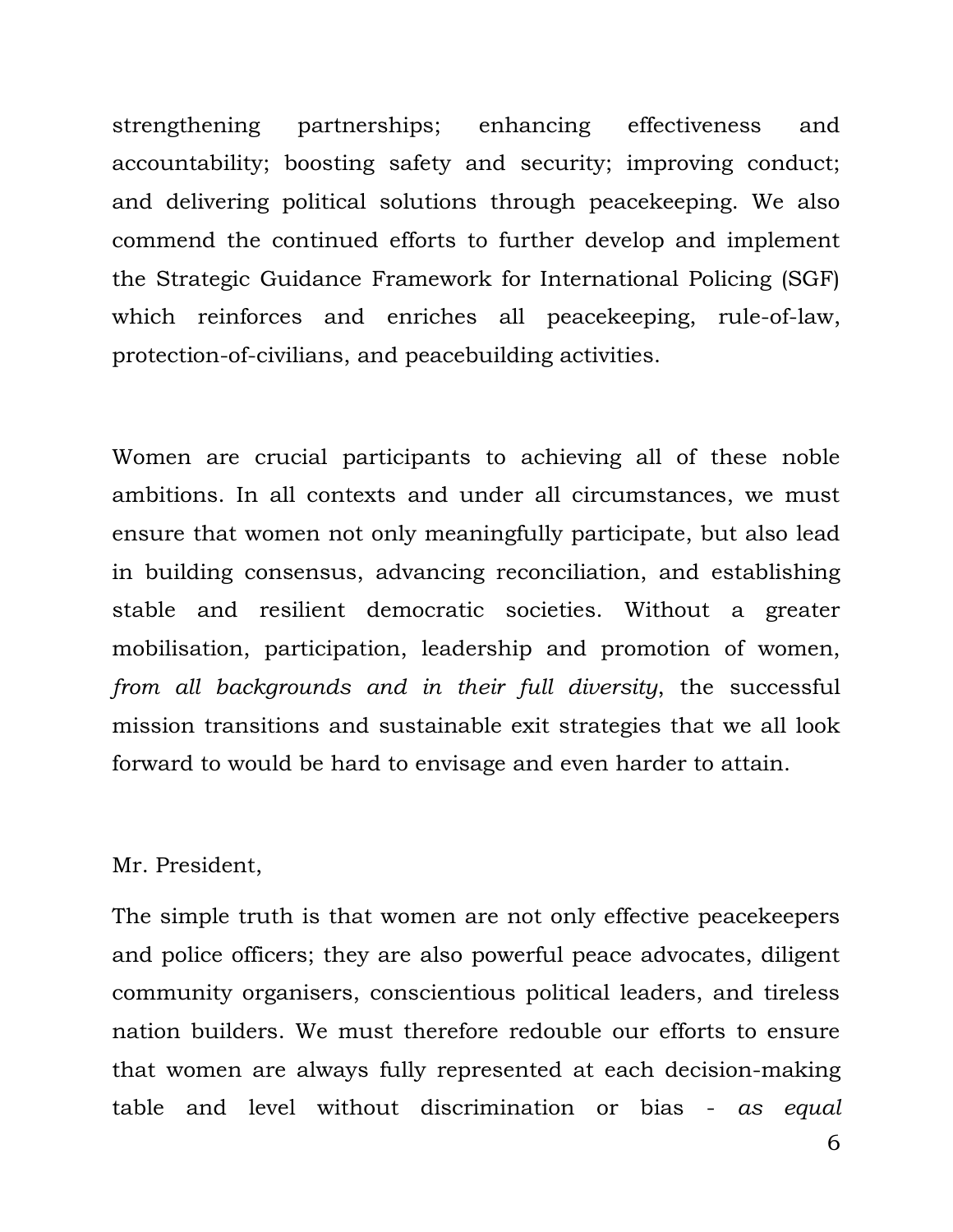strengthening partnerships; enhancing effectiveness and accountability; boosting safety and security; improving conduct; and delivering political solutions through peacekeeping. We also commend the continued efforts to further develop and implement the Strategic Guidance Framework for International Policing (SGF) which reinforces and enriches all peacekeeping, rule-of-law, protection-of-civilians, and peacebuilding activities.

Women are crucial participants to achieving all of these noble ambitions. In all contexts and under all circumstances, we must ensure that women not only meaningfully participate, but also lead in building consensus, advancing reconciliation, and establishing stable and resilient democratic societies. Without a greater mobilisation, participation, leadership and promotion of women, *from all backgrounds and in their full diversity*, the successful mission transitions and sustainable exit strategies that we all look forward to would be hard to envisage and even harder to attain.

Mr. President,

The simple truth is that women are not only effective peacekeepers and police officers; they are also powerful peace advocates, diligent community organisers, conscientious political leaders, and tireless nation builders. We must therefore redouble our efforts to ensure that women are always fully represented at each decision-making table and level without discrimination or bias - *as equal*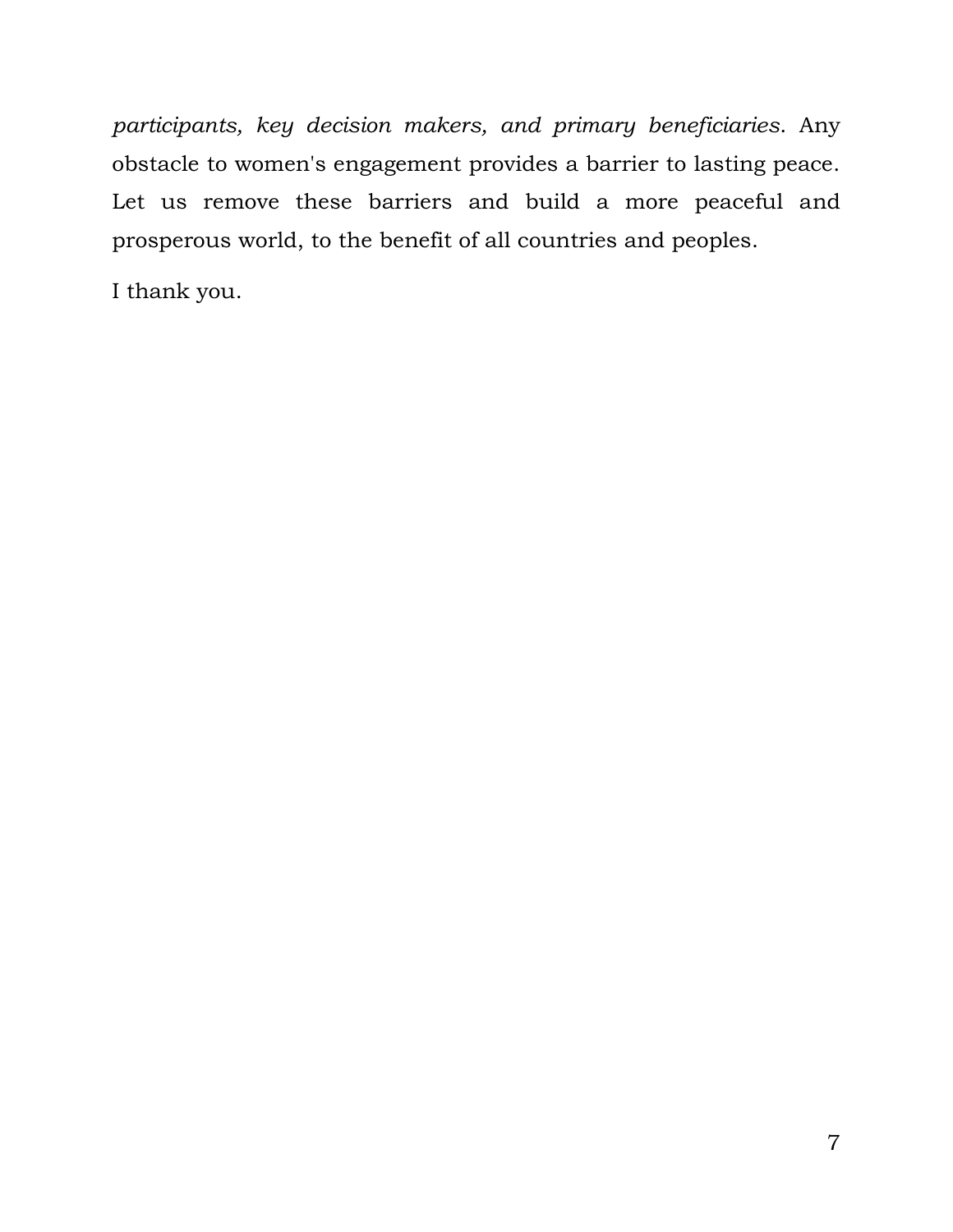*participants, key decision makers, and primary beneficiaries*. Any obstacle to women's engagement provides a barrier to lasting peace. Let us remove these barriers and build a more peaceful and prosperous world, to the benefit of all countries and peoples.

I thank you.